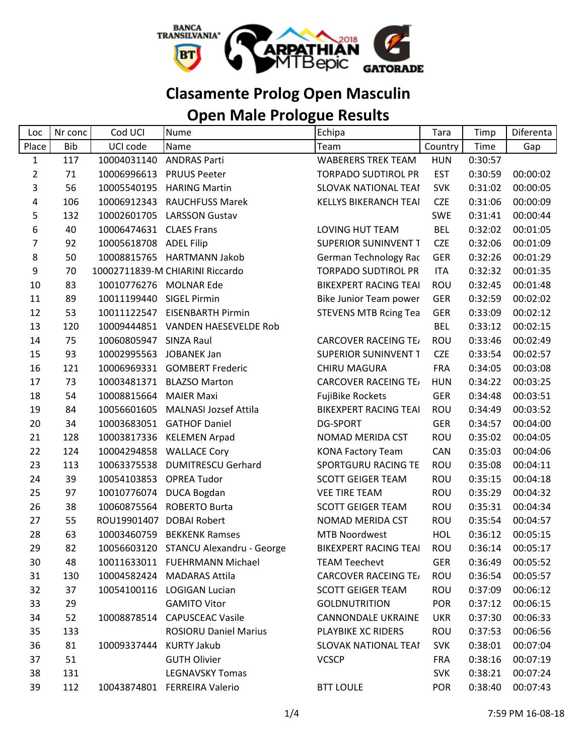# Clasamente Prolog Open Masculin

# Open Male Prologue Results

| Loc | Nr conc | Cod UCI | Nume | Echipa | Tara | Timp | Diferenta |
|---|---|---|---|---|---|---|---|
| Place | Bib | UCI code | Name | Team | Country | Time | Gap |
| 1 | 117 | 10004031140 | ANDRAS Parti | WABERERS TREK TEAM | HUN | 0:30:57 | |
| 2 | 71 | 10006996613 | PRUUS Peeter | TORPADO SUDTIROL PR | EST | 0:30:59 | 00:00:02 |
| 3 | 56 | 10005540195 | HARING Martin | SLOVAK NATIONAL TEAI | SVK | 0:31:02 | 00:00:05 |
| 4 | 106 | 10006912343 | RAUCHFUSS Marek | KELLYS BIKERANCH TEAI | CZE | 0:31:06 | 00:00:09 |
| 5 | 132 | 10002601705 | LARSSON Gustav | | SWE | 0:31:41 | 00:00:44 |
| 6 | 40 | 10006474631 | CLAES Frans | LOVING HUT TEAM | BEL | 0:32:02 | 00:01:05 |
| 7 | 92 | 10005618708 | ADEL Filip | SUPERIOR SUNINVENT T | CZE | 0:32:06 | 00:01:09 |
| 8 | 50 | 10008815765 | HARTMANN Jakob | German Technology Rac | GER | 0:32:26 | 00:01:29 |
| 9 | 70 | 10002711839-M | CHIARINI Riccardo | TORPADO SUDTIROL PR | ITA | 0:32:32 | 00:01:35 |
| 10 | 83 | 10010776276 | MOLNAR Ede | BIKEXPERT RACING TEAI | ROU | 0:32:45 | 00:01:48 |
| 11 | 89 | 10011199440 | SIGEL Pirmin | Bike Junior Team power | GER | 0:32:59 | 00:02:02 |
| 12 | 53 | 10011122547 | EISENBARTH Pirmin | STEVENS MTB Rcing Tea | GER | 0:33:09 | 00:02:12 |
| 13 | 120 | 10009444851 | VANDEN HAESEVELDE Rob | | BEL | 0:33:12 | 00:02:15 |
| 14 | 75 | 10060805947 | SINZA Raul | CARCOVER RACEING TE/ | ROU | 0:33:46 | 00:02:49 |
| 15 | 93 | 10002995563 | JOBANEK Jan | SUPERIOR SUNINVENT T | CZE | 0:33:54 | 00:02:57 |
| 16 | 121 | 10006969331 | GOMBERT Frederic | CHIRU MAGURA | FRA | 0:34:05 | 00:03:08 |
| 17 | 73 | 10003481371 | BLAZSO Marton | CARCOVER RACEING TE/ | HUN | 0:34:22 | 00:03:25 |
| 18 | 54 | 10008815664 | MAIER Maxi | FujiBike Rockets | GER | 0:34:48 | 00:03:51 |
| 19 | 84 | 10056601605 | MALNASI Jozsef Attila | BIKEXPERT RACING TEAI | ROU | 0:34:49 | 00:03:52 |
| 20 | 34 | 10003683051 | GATHOF Daniel | DG-SPORT | GER | 0:34:57 | 00:04:00 |
| 21 | 128 | 10003817336 | KELEMEN Arpad | NOMAD MERIDA CST | ROU | 0:35:02 | 00:04:05 |
| 22 | 124 | 10004294858 | WALLACE Cory | KONA Factory Team | CAN | 0:35:03 | 00:04:06 |
| 23 | 113 | 10063375538 | DUMITRESCU Gerhard | SPORTGURU RACING TE | ROU | 0:35:08 | 00:04:11 |
| 24 | 39 | 10054103853 | OPREA Tudor | SCOTT GEIGER TEAM | ROU | 0:35:15 | 00:04:18 |
| 25 | 97 | 10010776074 | DUCA Bogdan | VEE TIRE TEAM | ROU | 0:35:29 | 00:04:32 |
| 26 | 38 | 10060875564 | ROBERTO Burta | SCOTT GEIGER TEAM | ROU | 0:35:31 | 00:04:34 |
| 27 | 55 | ROU19901407 | DOBAI Robert | NOMAD MERIDA CST | ROU | 0:35:54 | 00:04:57 |
| 28 | 63 | 10003460759 | BEKKENK Ramses | MTB Noordwest | HOL | 0:36:12 | 00:05:15 |
| 29 | 82 | 10056603120 | STANCU Alexandru - George | BIKEXPERT RACING TEAI | ROU | 0:36:14 | 00:05:17 |
| 30 | 48 | 10011633011 | FUEHRMANN Michael | TEAM Teechevt | GER | 0:36:49 | 00:05:52 |
| 31 | 130 | 10004582424 | MADARAS Attila | CARCOVER RACEING TE/ | ROU | 0:36:54 | 00:05:57 |
| 32 | 37 | 10054100116 | LOGIGAN Lucian | SCOTT GEIGER TEAM | ROU | 0:37:09 | 00:06:12 |
| 33 | 29 | | GAMITO Vitor | GOLDNUTRITION | POR | 0:37:12 | 00:06:15 |
| 34 | 52 | 10008878514 | CAPUSCEAC Vasile | CANNONDALE UKRAINE | UKR | 0:37:30 | 00:06:33 |
| 35 | 133 | | ROSIORU Daniel Marius | PLAYBIKE XC RIDERS | ROU | 0:37:53 | 00:06:56 |
| 36 | 81 | 10009337444 | KURTY Jakub | SLOVAK NATIONAL TEAI | SVK | 0:38:01 | 00:07:04 |
| 37 | 51 | | GUTH Olivier | VCSCP | FRA | 0:38:16 | 00:07:19 |
| 38 | 131 | | LEGNAVSKY Tomas | | SVK | 0:38:21 | 00:07:24 |
| 39 | 112 | 10043874801 | FERREIRA Valerio | BTT LOULE | POR | 0:38:40 | 00:07:43 |

7:59 PM 16-08-18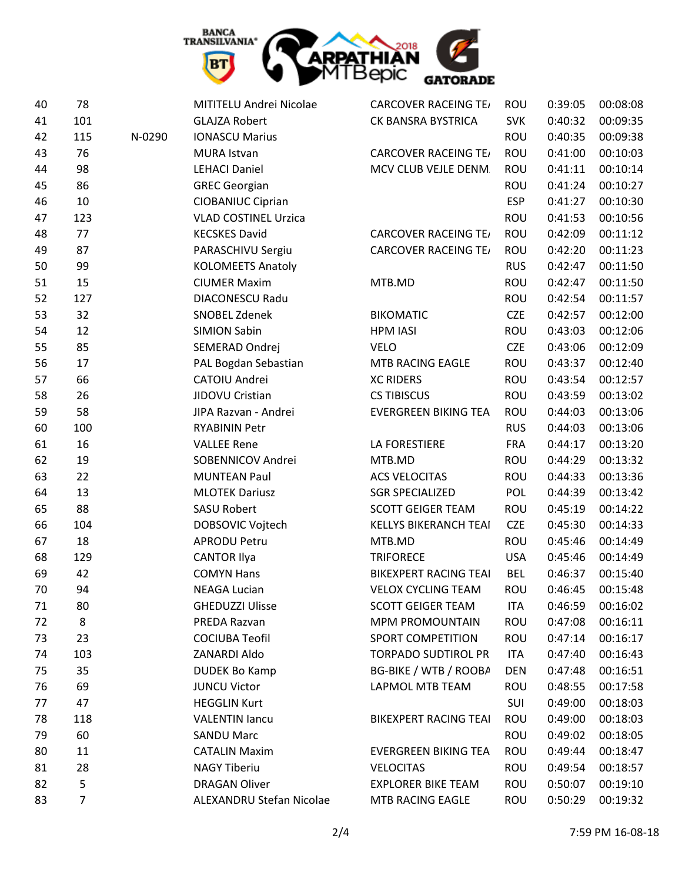| 40 | 78 | | MITITELU Andrei Nicolae | CARCOVER RACEING TE/ | ROU | 0:39:05 | 00:08:08 |
|---|---|---|---|---|---|---|---|
| 41 | 101 | | GLAJZA Robert | CK BANSRA BYSTRICA | SVK | 0:40:32 | 00:09:35 |
| 42 | 115 | N-0290 | IONASCU Marius | | ROU | 0:40:35 | 00:09:38 |
| 43 | 76 | | MURA Istvan | CARCOVER RACEING TE/ | ROU | 0:41:00 | 00:10:03 |
| 44 | 98 | | LEHACI Daniel | MCV CLUB VEJLE DENM | ROU | 0:41:11 | 00:10:14 |
| 45 | 86 | | GREC Georgian | | ROU | 0:41:24 | 00:10:27 |
| 46 | 10 | | CIOBANIUC Ciprian | | ESP | 0:41:27 | 00:10:30 |
| 47 | 123 | | VLAD COSTINEL Urzica | | ROU | 0:41:53 | 00:10:56 |
| 48 | 77 | | KECSKES David | CARCOVER RACEING TE/ | ROU | 0:42:09 | 00:11:12 |
| 49 | 87 | | PARASCHIVU Sergiu | CARCOVER RACEING TE/ | ROU | 0:42:20 | 00:11:23 |
| 50 | 99 | | KOLOMEETS Anatoly | | RUS | 0:42:47 | 00:11:50 |
| 51 | 15 | | CIUMER Maxim | MTB.MD | ROU | 0:42:47 | 00:11:50 |
| 52 | 127 | | DIACONESCU Radu | | ROU | 0:42:54 | 00:11:57 |
| 53 | 32 | | SNOBEL Zdenek | BIKOMATIC | CZE | 0:42:57 | 00:12:00 |
| 54 | 12 | | SIMION Sabin | HPM IASI | ROU | 0:43:03 | 00:12:06 |
| 55 | 85 | | SEMERAD Ondrej | VELO | CZE | 0:43:06 | 00:12:09 |
| 56 | 17 | | PAL Bogdan Sebastian | MTB RACING EAGLE | ROU | 0:43:37 | 00:12:40 |
| 57 | 66 | | CATOIU Andrei | XC RIDERS | ROU | 0:43:54 | 00:12:57 |
| 58 | 26 | | JIDOVU Cristian | CS TIBISCUS | ROU | 0:43:59 | 00:13:02 |
| 59 | 58 | | JIPA Razvan - Andrei | EVERGREEN BIKING TEA | ROU | 0:44:03 | 00:13:06 |
| 60 | 100 | | RYABININ Petr | | RUS | 0:44:03 | 00:13:06 |
| 61 | 16 | | VALLEE Rene | LA FORESTIERE | FRA | 0:44:17 | 00:13:20 |
| 62 | 19 | | SOBENNICOV Andrei | MTB.MD | ROU | 0:44:29 | 00:13:32 |
| 63 | 22 | | MUNTEAN Paul | ACS VELOCITAS | ROU | 0:44:33 | 00:13:36 |
| 64 | 13 | | MLOTEK Dariusz | SGR SPECIALIZED | POL | 0:44:39 | 00:13:42 |
| 65 | 88 | | SASU Robert | SCOTT GEIGER TEAM | ROU | 0:45:19 | 00:14:22 |
| 66 | 104 | | DOBSOVIC Vojtech | KELLYS BIKERANCH TEAI | CZE | 0:45:30 | 00:14:33 |
| 67 | 18 | | APRODU Petru | MTB.MD | ROU | 0:45:46 | 00:14:49 |
| 68 | 129 | | CANTOR Ilya | TRIFORECE | USA | 0:45:46 | 00:14:49 |
| 69 | 42 | | COMYN Hans | BIKEXPERT RACING TEAI | BEL | 0:46:37 | 00:15:40 |
| 70 | 94 | | NEAGA Lucian | VELOX CYCLING TEAM | ROU | 0:46:45 | 00:15:48 |
| 71 | 80 | | GHEDUZZI Ulisse | SCOTT GEIGER TEAM | ITA | 0:46:59 | 00:16:02 |
| 72 | 8 | | PREDA Razvan | MPM PROMOUNTAIN | ROU | 0:47:08 | 00:16:11 |
| 73 | 23 | | COCIUBA Teofil | SPORT COMPETITION | ROU | 0:47:14 | 00:16:17 |
| 74 | 103 | | ZANARDI Aldo | TORPADO SUDTIROL PR | ITA | 0:47:40 | 00:16:43 |
| 75 | 35 | | DUDEK Bo Kamp | BG-BIKE / WTB / ROOBA | DEN | 0:47:48 | 00:16:51 |
| 76 | 69 | | JUNCU Victor | LAPMOL MTB TEAM | ROU | 0:48:55 | 00:17:58 |
| 77 | 47 | | HEGGLIN Kurt | | SUI | 0:49:00 | 00:18:03 |
| 78 | 118 | | VALENTIN Iancu | BIKEXPERT RACING TEAI | ROU | 0:49:00 | 00:18:03 |
| 79 | 60 | | SANDU Marc | | ROU | 0:49:02 | 00:18:05 |
| 80 | 11 | | CATALIN Maxim | EVERGREEN BIKING TEA | ROU | 0:49:44 | 00:18:47 |
| 81 | 28 | | NAGY Tiberiu | VELOCITAS | ROU | 0:49:54 | 00:18:57 |
| 82 | 5 | | DRAGAN Oliver | EXPLORER BIKE TEAM | ROU | 0:50:07 | 00:19:10 |
| 83 | 7 | | ALEXANDRU Stefan Nicolae | MTB RACING EAGLE | ROU | 0:50:29 | 00:19:32 |

7:59 PM 16-08-18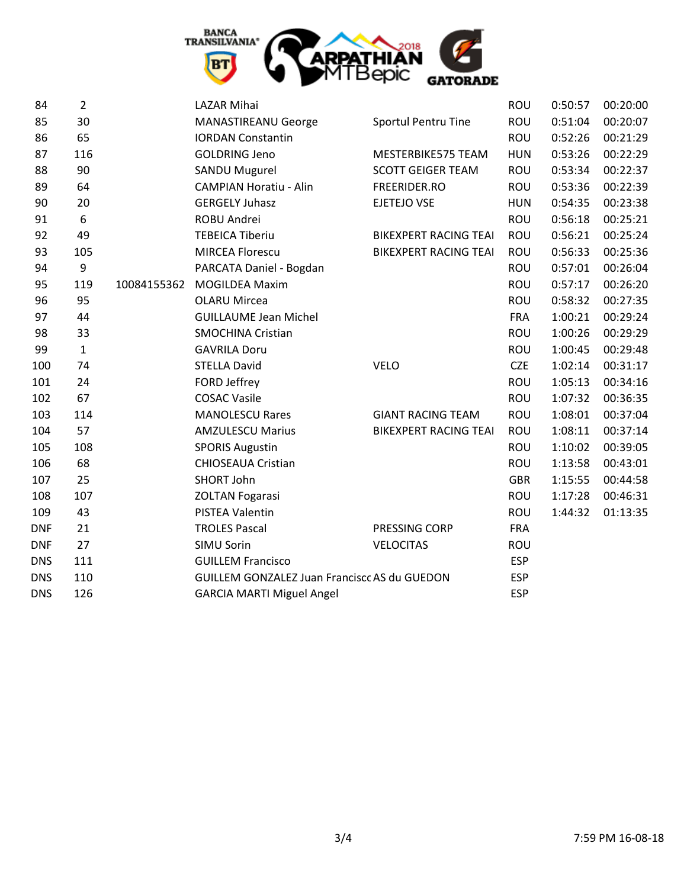| | | | | | | | |
|---|---|---|---|---|---|---|---|
| 84 | 2 | | LAZAR Mihai | | ROU | 0:50:57 | 00:20:00 |
| 85 | 30 | | MANASTIREANU George | Sportul Pentru Tine | ROU | 0:51:04 | 00:20:07 |
| 86 | 65 | | IORDAN Constantin | | ROU | 0:52:26 | 00:21:29 |
| 87 | 116 | | GOLDRING Jeno | MESTERBIKE575 TEAM | HUN | 0:53:26 | 00:22:29 |
| 88 | 90 | | SANDU Mugurel | SCOTT GEIGER TEAM | ROU | 0:53:34 | 00:22:37 |
| 89 | 64 | | CAMPIAN Horatiu - Alin | FREERIDER.RO | ROU | 0:53:36 | 00:22:39 |
| 90 | 20 | | GERGELY Juhasz | EJETEJO VSE | HUN | 0:54:35 | 00:23:38 |
| 91 | 6 | | ROBU Andrei | | ROU | 0:56:18 | 00:25:21 |
| 92 | 49 | | TEBEICA Tiberiu | BIKEXPERT RACING TEAI | ROU | 0:56:21 | 00:25:24 |
| 93 | 105 | | MIRCEA Florescu | BIKEXPERT RACING TEAI | ROU | 0:56:33 | 00:25:36 |
| 94 | 9 | | PARCATA Daniel - Bogdan | | ROU | 0:57:01 | 00:26:04 |
| 95 | 119 | 10084155362 | MOGILDEA Maxim | | ROU | 0:57:17 | 00:26:20 |
| 96 | 95 | | OLARU Mircea | | ROU | 0:58:32 | 00:27:35 |
| 97 | 44 | | GUILLAUME Jean Michel | | FRA | 1:00:21 | 00:29:24 |
| 98 | 33 | | SMOCHINA Cristian | | ROU | 1:00:26 | 00:29:29 |
| 99 | 1 | | GAVRILA Doru | | ROU | 1:00:45 | 00:29:48 |
| 100 | 74 | | STELLA David | VELO | CZE | 1:02:14 | 00:31:17 |
| 101 | 24 | | FORD Jeffrey | | ROU | 1:05:13 | 00:34:16 |
| 102 | 67 | | COSAC Vasile | | ROU | 1:07:32 | 00:36:35 |
| 103 | 114 | | MANOLESCU Rares | GIANT RACING TEAM | ROU | 1:08:01 | 00:37:04 |
| 104 | 57 | | AMZULESCU Marius | BIKEXPERT RACING TEAI | ROU | 1:08:11 | 00:37:14 |
| 105 | 108 | | SPORIS Augustin | | ROU | 1:10:02 | 00:39:05 |
| 106 | 68 | | CHIOSEAUA Cristian | | ROU | 1:13:58 | 00:43:01 |
| 107 | 25 | | SHORT John | | GBR | 1:15:55 | 00:44:58 |
| 108 | 107 | | ZOLTAN Fogarasi | | ROU | 1:17:28 | 00:46:31 |
| 109 | 43 | | PISTEA Valentin | | ROU | 1:44:32 | 01:13:35 |
| DNF | 21 | | TROLES Pascal | PRESSING CORP | FRA | | |
| DNF | 27 | | SIMU Sorin | VELOCITAS | ROU | | |
| DNS | 111 | | GUILLEM Francisco | | ESP | | |
| DNS | 110 | | GUILLEM GONZALEZ Juan Francisco | AS du GUEDON | ESP | | |
| DNS | 126 | | GARCIA MARTI Miguel Angel | | ESP | | |

7:59 PM 16-08-18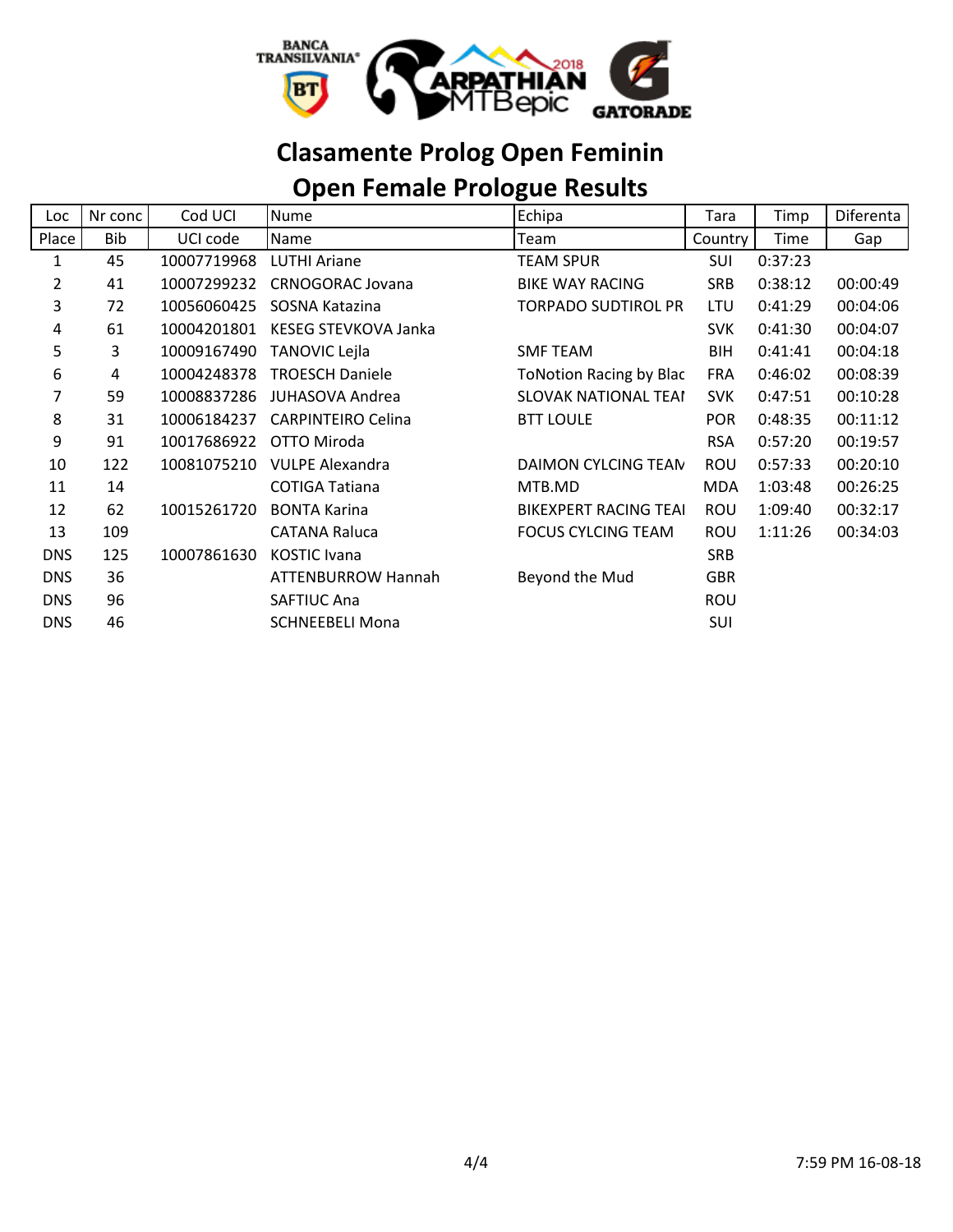# Clasamente Prolog Open Feminin

# Open Female Prologue Results

| Loc | Nr conc | Cod UCI | Nume | Echipa | Tara | Timp | Diferenta |
|---|---|---|---|---|---|---|---|
| Place | Bib | UCI code | Name | Team | Country | Time | Gap |
| 1 | 45 | 10007719968 | LUTHI Ariane | TEAM SPUR | SUI | 0:37:23 | |
| 2 | 41 | 10007299232 | CRNOGORAC Jovana | BIKE WAY RACING | SRB | 0:38:12 | 00:00:49 |
| 3 | 72 | 10056060425 | SOSNA Katazina | TORPADO SUDTIROL PR | LTU | 0:41:29 | 00:04:06 |
| 4 | 61 | 10004201801 | KESEG STEVKOVA Janka | | SVK | 0:41:30 | 00:04:07 |
| 5 | 3 | 10009167490 | TANOVIC Lejla | SMF TEAM | BIH | 0:41:41 | 00:04:18 |
| 6 | 4 | 10004248378 | TROESCH Daniele | ToNotion Racing by Blac | FRA | 0:46:02 | 00:08:39 |
| 7 | 59 | 10008837286 | JUHASOVA Andrea | SLOVAK NATIONAL TEAI | SVK | 0:47:51 | 00:10:28 |
| 8 | 31 | 10006184237 | CARPINTEIRO Celina | BTT LOULE | POR | 0:48:35 | 00:11:12 |
| 9 | 91 | 10017686922 | OTTO Miroda | | RSA | 0:57:20 | 00:19:57 |
| 10 | 122 | 10081075210 | VULPE Alexandra | DAIMON CYLCING TEAN | ROU | 0:57:33 | 00:20:10 |
| 11 | 14 | | COTIGA Tatiana | MTB.MD | MDA | 1:03:48 | 00:26:25 |
| 12 | 62 | 10015261720 | BONTA Karina | BIKEXPERT RACING TEAI | ROU | 1:09:40 | 00:32:17 |
| 13 | 109 | | CATANA Raluca | FOCUS CYLCING TEAM | ROU | 1:11:26 | 00:34:03 |
| DNS | 125 | 10007861630 | KOSTIC Ivana | | SRB | | |
| DNS | 36 | | ATTENBURROW Hannah | Beyond the Mud | GBR | | |
| DNS | 96 | | SAFTIUC Ana | | ROU | | |
| DNS | 46 | | SCHNEEBELI Mona | | SUI | | |

7:59 PM 16-08-18